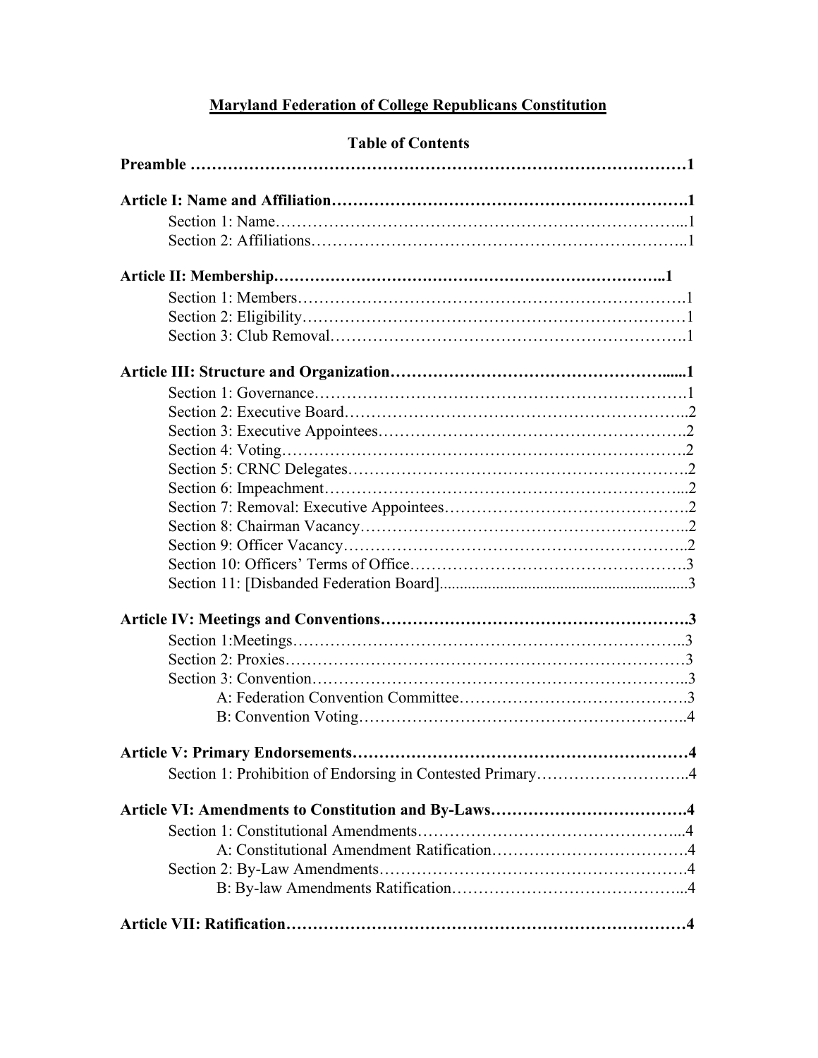# Maryland Federation of College Republicans Constitution

## Table of Contents

**Preamble ……………………………………………………………………………1**

**Article I: Name and Affiliation……………………………………………………….1**

- Section 1: Name………………………………………………………………...1
- Section 2: Affiliations…………………………………………………………..1

**Article II: Membership………………………………………………………………..1**

- Section 1: Members……………………………………………………………1
- Section 2: Eligibility……………………………………………………………1
- Section 3: Club Removal……………………………………………………….1

**Article III: Structure and Organization……………………………………………......1**

- Section 1: Governance………………………………………………………….1
- Section 2: Executive Board……………………………………………………..2
- Section 3: Executive Appointees……………………………………………….2
- Section 4: Voting……………………………………………………………….2
- Section 5: CRNC Delegates…………………………………………………….2
- Section 6: Impeachment………………………………………………………...2
- Section 7: Removal: Executive Appointees…………………………………….2
- Section 8: Chairman Vacancy…………………………………………………..2
- Section 9: Officer Vacancy……………………………………………………..2
- Section 10: Officers' Terms of Office…………………………………………..3
- Section 11: [Disbanded Federation Board]..........................................................3

**Article IV: Meetings and Conventions………………………………………………….3**

- Section 1:Meetings……………………………………………………………..3
- Section 2: Proxies………………………………………………………………3
- Section 3: Convention…………………………………………………………..3
  - A: Federation Convention Committee…………………………………….3
  - B: Convention Voting………………………………………………………4

**Article V: Primary Endorsements……………………………………………………4**

- Section 1: Prohibition of Endorsing in Contested Primary……………………..4

**Article VI: Amendments to Constitution and By-Laws………………………………4**

- Section 1: Constitutional Amendments…………………………………………...4
  - A: Constitutional Amendment Ratification………………………………4
- Section 2: By-Law Amendments………………………………………………..4
  - B: By-law Amendments Ratification……………………………………...4

**Article VII: Ratification…………………………………………………………………4**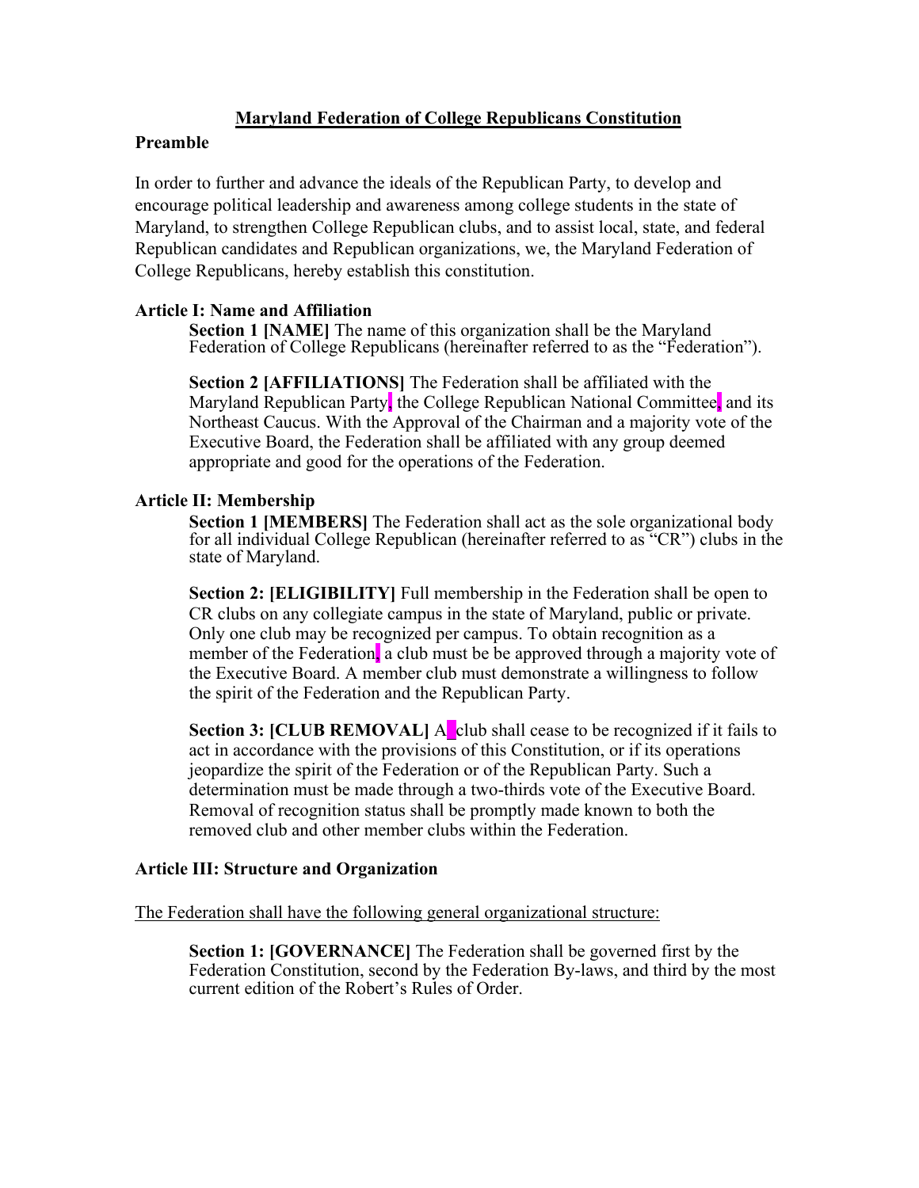# Maryland Federation of College Republicans Constitution

## Preamble

In order to further and advance the ideals of the Republican Party, to develop and encourage political leadership and awareness among college students in the state of Maryland, to strengthen College Republican clubs, and to assist local, state, and federal Republican candidates and Republican organizations, we, the Maryland Federation of College Republicans, hereby establish this constitution.

## Article I: Name and Affiliation

**Section 1 [NAME]** The name of this organization shall be the Maryland Federation of College Republicans (hereinafter referred to as the "Federation").

**Section 2 [AFFILIATIONS]** The Federation shall be affiliated with the Maryland Republican Party, the College Republican National Committee, and its Northeast Caucus. With the Approval of the Chairman and a majority vote of the Executive Board, the Federation shall be affiliated with any group deemed appropriate and good for the operations of the Federation.

## Article II: Membership

**Section 1 [MEMBERS]** The Federation shall act as the sole organizational body for all individual College Republican (hereinafter referred to as "CR") clubs in the state of Maryland.

**Section 2: [ELIGIBILITY]** Full membership in the Federation shall be open to CR clubs on any collegiate campus in the state of Maryland, public or private. Only one club may be recognized per campus. To obtain recognition as a member of the Federation, a club must be be approved through a majority vote of the Executive Board. A member club must demonstrate a willingness to follow the spirit of the Federation and the Republican Party.

**Section 3: [CLUB REMOVAL]** A club shall cease to be recognized if it fails to act in accordance with the provisions of this Constitution, or if its operations jeopardize the spirit of the Federation or of the Republican Party. Such a determination must be made through a two-thirds vote of the Executive Board. Removal of recognition status shall be promptly made known to both the removed club and other member clubs within the Federation.

## Article III: Structure and Organization

The Federation shall have the following general organizational structure:

**Section 1: [GOVERNANCE]** The Federation shall be governed first by the Federation Constitution, second by the Federation By-laws, and third by the most current edition of the Robert's Rules of Order.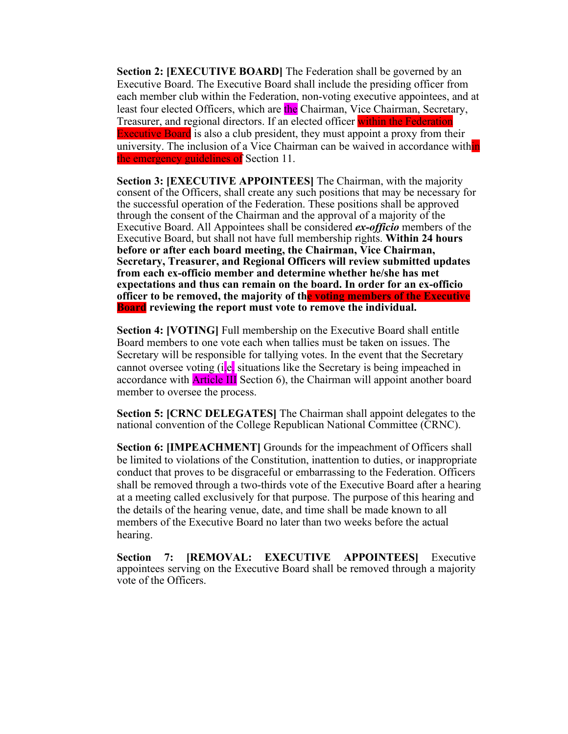**Section 2: [EXECUTIVE BOARD]** The Federation shall be governed by an Executive Board. The Executive Board shall include the presiding officer from each member club within the Federation, non-voting executive appointees, and at least four elected Officers, which are the Chairman, Vice Chairman, Secretary, Treasurer, and regional directors. If an elected officer within the Federation Executive Board is also a club president, they must appoint a proxy from their university. The inclusion of a Vice Chairman can be waived in accordance within the emergency guidelines of Section 11.

**Section 3: [EXECUTIVE APPOINTEES]** The Chairman, with the majority consent of the Officers, shall create any such positions that may be necessary for the successful operation of the Federation. These positions shall be approved through the consent of the Chairman and the approval of a majority of the Executive Board. All Appointees shall be considered ***ex-officio*** members of the Executive Board, but shall not have full membership rights. **Within 24 hours before or after each board meeting, the Chairman, Vice Chairman, Secretary, Treasurer, and Regional Officers will review submitted updates from each ex-officio member and determine whether he/she has met expectations and thus can remain on the board. In order for an ex-officio officer to be removed, the majority of the voting members of the Executive Board reviewing the report must vote to remove the individual.**

**Section 4: [VOTING]** Full membership on the Executive Board shall entitle Board members to one vote each when tallies must be taken on issues. The Secretary will be responsible for tallying votes. In the event that the Secretary cannot oversee voting (i.e. situations like the Secretary is being impeached in accordance with Article III Section 6), the Chairman will appoint another board member to oversee the process.

**Section 5: [CRNC DELEGATES]** The Chairman shall appoint delegates to the national convention of the College Republican National Committee (CRNC).

**Section 6: [IMPEACHMENT]** Grounds for the impeachment of Officers shall be limited to violations of the Constitution, inattention to duties, or inappropriate conduct that proves to be disgraceful or embarrassing to the Federation. Officers shall be removed through a two-thirds vote of the Executive Board after a hearing at a meeting called exclusively for that purpose. The purpose of this hearing and the details of the hearing venue, date, and time shall be made known to all members of the Executive Board no later than two weeks before the actual hearing.

**Section 7: [REMOVAL: EXECUTIVE APPOINTEES]** Executive appointees serving on the Executive Board shall be removed through a majority vote of the Officers.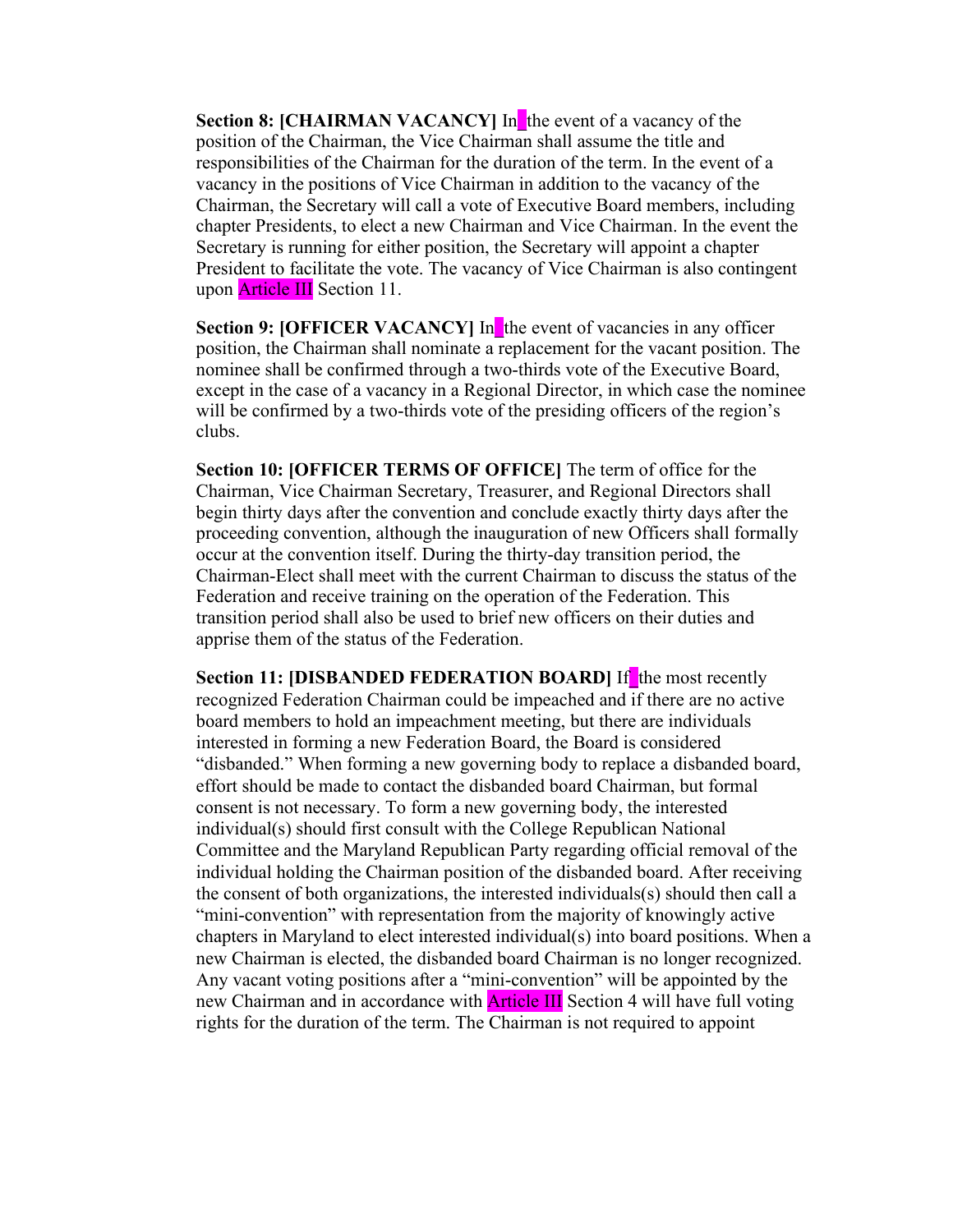**Section 8: [CHAIRMAN VACANCY]** In the event of a vacancy of the position of the Chairman, the Vice Chairman shall assume the title and responsibilities of the Chairman for the duration of the term. In the event of a vacancy in the positions of Vice Chairman in addition to the vacancy of the Chairman, the Secretary will call a vote of Executive Board members, including chapter Presidents, to elect a new Chairman and Vice Chairman. In the event the Secretary is running for either position, the Secretary will appoint a chapter President to facilitate the vote. The vacancy of Vice Chairman is also contingent upon Article III Section 11.

**Section 9: [OFFICER VACANCY]** In the event of vacancies in any officer position, the Chairman shall nominate a replacement for the vacant position. The nominee shall be confirmed through a two-thirds vote of the Executive Board, except in the case of a vacancy in a Regional Director, in which case the nominee will be confirmed by a two-thirds vote of the presiding officers of the region's clubs.

**Section 10: [OFFICER TERMS OF OFFICE]** The term of office for the Chairman, Vice Chairman Secretary, Treasurer, and Regional Directors shall begin thirty days after the convention and conclude exactly thirty days after the proceeding convention, although the inauguration of new Officers shall formally occur at the convention itself. During the thirty-day transition period, the Chairman-Elect shall meet with the current Chairman to discuss the status of the Federation and receive training on the operation of the Federation. This transition period shall also be used to brief new officers on their duties and apprise them of the status of the Federation.

**Section 11: [DISBANDED FEDERATION BOARD]** If the most recently recognized Federation Chairman could be impeached and if there are no active board members to hold an impeachment meeting, but there are individuals interested in forming a new Federation Board, the Board is considered "disbanded." When forming a new governing body to replace a disbanded board, effort should be made to contact the disbanded board Chairman, but formal consent is not necessary. To form a new governing body, the interested individual(s) should first consult with the College Republican National Committee and the Maryland Republican Party regarding official removal of the individual holding the Chairman position of the disbanded board. After receiving the consent of both organizations, the interested individuals(s) should then call a "mini-convention" with representation from the majority of knowingly active chapters in Maryland to elect interested individual(s) into board positions. When a new Chairman is elected, the disbanded board Chairman is no longer recognized. Any vacant voting positions after a "mini-convention" will be appointed by the new Chairman and in accordance with Article III Section 4 will have full voting rights for the duration of the term. The Chairman is not required to appoint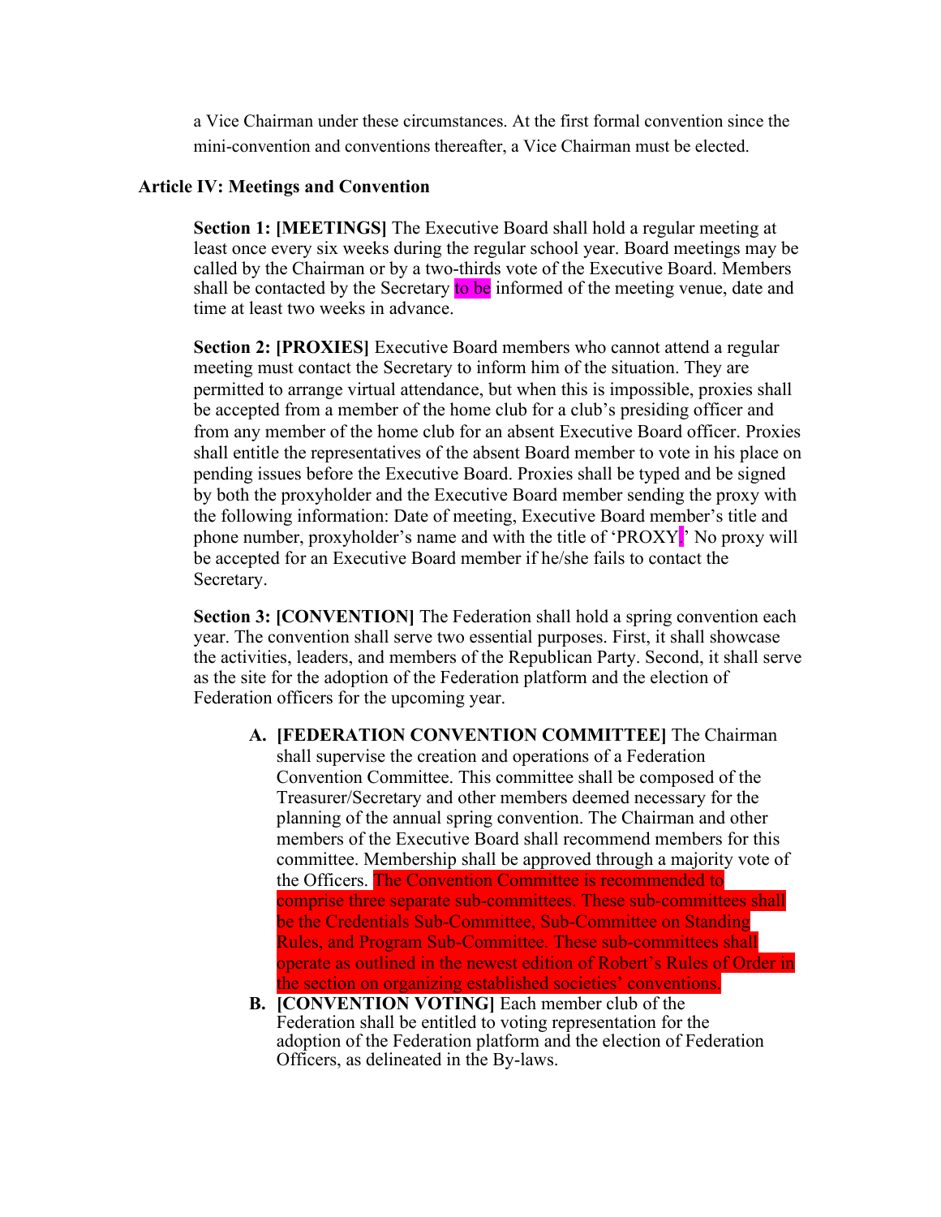a Vice Chairman under these circumstances. At the first formal convention since the mini-convention and conventions thereafter, a Vice Chairman must be elected.

### Article IV: Meetings and Convention

**Section 1: [MEETINGS]** The Executive Board shall hold a regular meeting at least once every six weeks during the regular school year. Board meetings may be called by the Chairman or by a two-thirds vote of the Executive Board. Members shall be contacted by the Secretary to be informed of the meeting venue, date and time at least two weeks in advance.

**Section 2: [PROXIES]** Executive Board members who cannot attend a regular meeting must contact the Secretary to inform him of the situation. They are permitted to arrange virtual attendance, but when this is impossible, proxies shall be accepted from a member of the home club for a club's presiding officer and from any member of the home club for an absent Executive Board officer. Proxies shall entitle the representatives of the absent Board member to vote in his place on pending issues before the Executive Board. Proxies shall be typed and be signed by both the proxyholder and the Executive Board member sending the proxy with the following information: Date of meeting, Executive Board member's title and phone number, proxyholder's name and with the title of 'PROXY.' No proxy will be accepted for an Executive Board member if he/she fails to contact the Secretary.

**Section 3: [CONVENTION]** The Federation shall hold a spring convention each year. The convention shall serve two essential purposes. First, it shall showcase the activities, leaders, and members of the Republican Party. Second, it shall serve as the site for the adoption of the Federation platform and the election of Federation officers for the upcoming year.

- **A. [FEDERATION CONVENTION COMMITTEE]** The Chairman shall supervise the creation and operations of a Federation Convention Committee. This committee shall be composed of the Treasurer/Secretary and other members deemed necessary for the planning of the annual spring convention. The Chairman and other members of the Executive Board shall recommend members for this committee. Membership shall be approved through a majority vote of the Officers. The Convention Committee is recommended to comprise three separate sub-committees. These sub-committees shall be the Credentials Sub-Committee, Sub-Committee on Standing Rules, and Program Sub-Committee. These sub-committees shall operate as outlined in the newest edition of Robert's Rules of Order in the section on organizing established societies' conventions.
- **B. [CONVENTION VOTING]** Each member club of the Federation shall be entitled to voting representation for the adoption of the Federation platform and the election of Federation Officers, as delineated in the By-laws.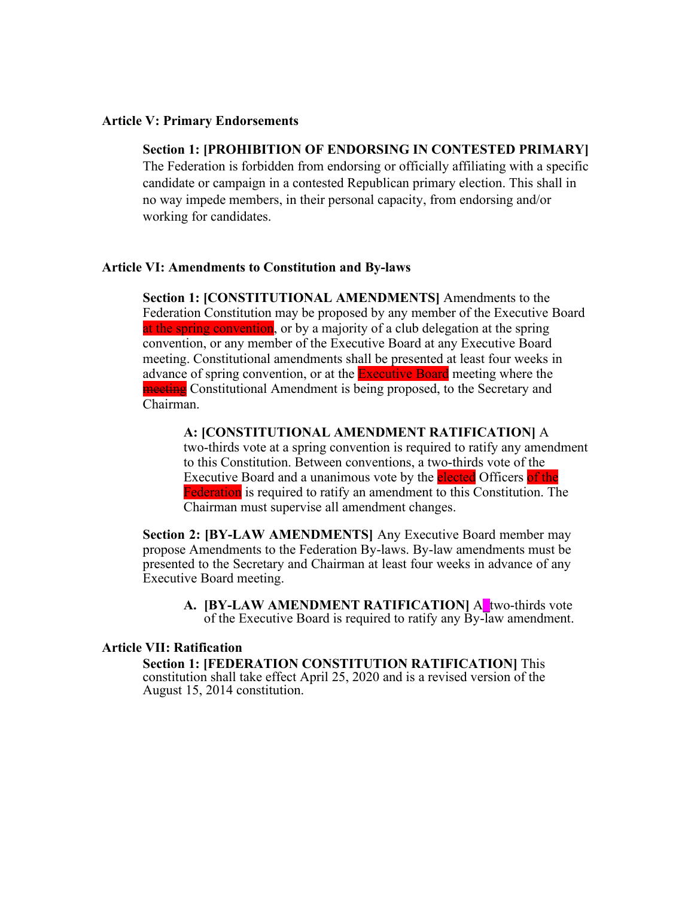**Article V: Primary Endorsements**

**Section 1: [PROHIBITION OF ENDORSING IN CONTESTED PRIMARY]** The Federation is forbidden from endorsing or officially affiliating with a specific candidate or campaign in a contested Republican primary election. This shall in no way impede members, in their personal capacity, from endorsing and/or working for candidates.

**Article VI: Amendments to Constitution and By-laws**

**Section 1: [CONSTITUTIONAL AMENDMENTS]** Amendments to the Federation Constitution may be proposed by any member of the Executive Board at the spring convention, or by a majority of a club delegation at the spring convention, or any member of the Executive Board at any Executive Board meeting. Constitutional amendments shall be presented at least four weeks in advance of spring convention, or at the Executive Board meeting where the ~~meeting~~ Constitutional Amendment is being proposed, to the Secretary and Chairman.

**A: [CONSTITUTIONAL AMENDMENT RATIFICATION]** A two-thirds vote at a spring convention is required to ratify any amendment to this Constitution. Between conventions, a two-thirds vote of the Executive Board and a unanimous vote by the elected Officers of the Federation is required to ratify an amendment to this Constitution. The Chairman must supervise all amendment changes.

**Section 2: [BY-LAW AMENDMENTS]** Any Executive Board member may propose Amendments to the Federation By-laws. By-law amendments must be presented to the Secretary and Chairman at least four weeks in advance of any Executive Board meeting.

A. **[BY-LAW AMENDMENT RATIFICATION]** A two-thirds vote of the Executive Board is required to ratify any By-law amendment.

**Article VII: Ratification**

**Section 1: [FEDERATION CONSTITUTION RATIFICATION]** This constitution shall take effect April 25, 2020 and is a revised version of the August 15, 2014 constitution.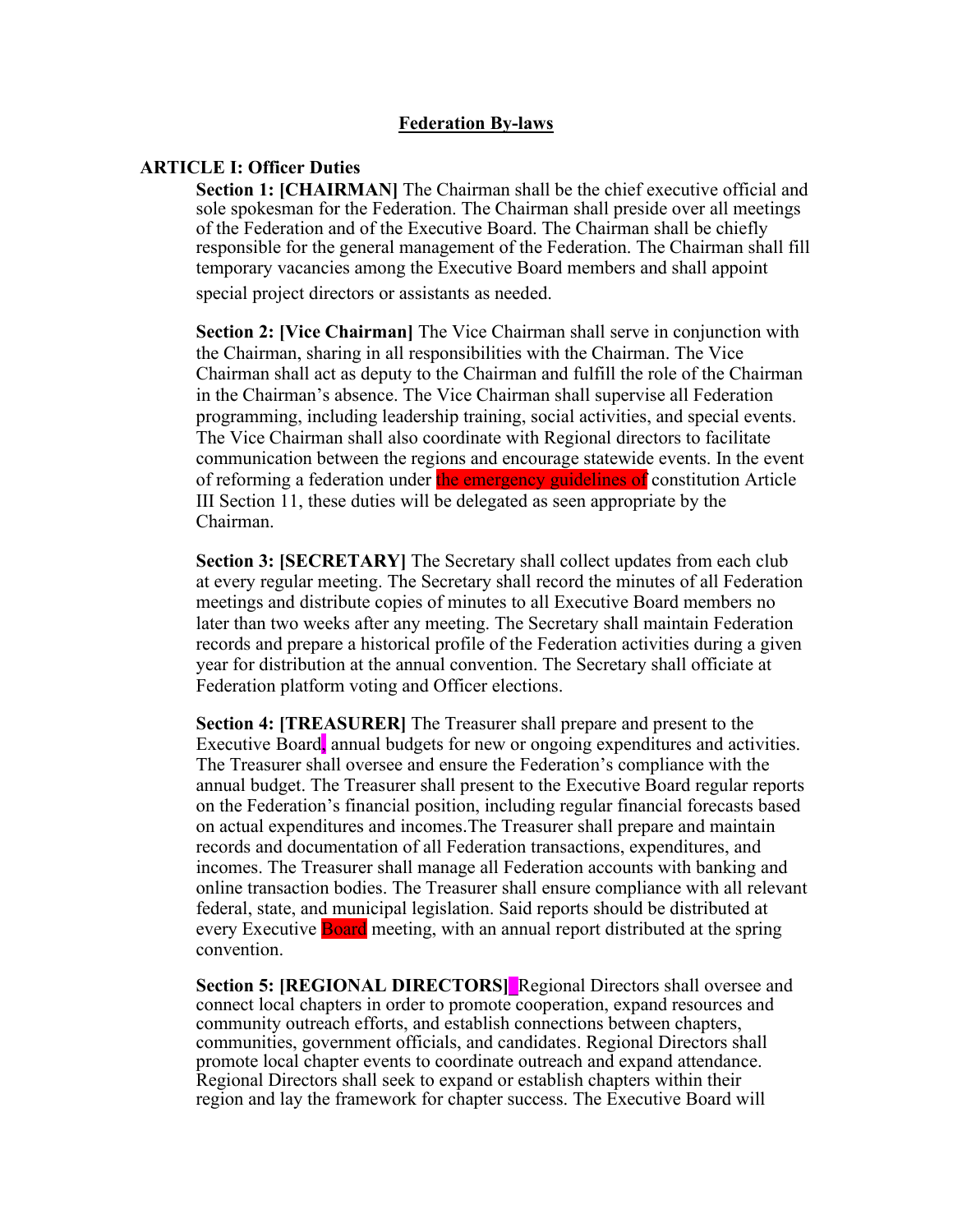# Federation By-laws

**ARTICLE I: Officer Duties**

**Section 1: [CHAIRMAN]** The Chairman shall be the chief executive official and sole spokesman for the Federation. The Chairman shall preside over all meetings of the Federation and of the Executive Board. The Chairman shall be chiefly responsible for the general management of the Federation. The Chairman shall fill temporary vacancies among the Executive Board members and shall appoint special project directors or assistants as needed.

**Section 2: [Vice Chairman]** The Vice Chairman shall serve in conjunction with the Chairman, sharing in all responsibilities with the Chairman. The Vice Chairman shall act as deputy to the Chairman and fulfill the role of the Chairman in the Chairman's absence. The Vice Chairman shall supervise all Federation programming, including leadership training, social activities, and special events. The Vice Chairman shall also coordinate with Regional directors to facilitate communication between the regions and encourage statewide events. In the event of reforming a federation under the emergency guidelines of constitution Article III Section 11, these duties will be delegated as seen appropriate by the Chairman.

**Section 3: [SECRETARY]** The Secretary shall collect updates from each club at every regular meeting. The Secretary shall record the minutes of all Federation meetings and distribute copies of minutes to all Executive Board members no later than two weeks after any meeting. The Secretary shall maintain Federation records and prepare a historical profile of the Federation activities during a given year for distribution at the annual convention. The Secretary shall officiate at Federation platform voting and Officer elections.

**Section 4: [TREASURER]** The Treasurer shall prepare and present to the Executive Board, annual budgets for new or ongoing expenditures and activities. The Treasurer shall oversee and ensure the Federation's compliance with the annual budget. The Treasurer shall present to the Executive Board regular reports on the Federation's financial position, including regular financial forecasts based on actual expenditures and incomes.The Treasurer shall prepare and maintain records and documentation of all Federation transactions, expenditures, and incomes. The Treasurer shall manage all Federation accounts with banking and online transaction bodies. The Treasurer shall ensure compliance with all relevant federal, state, and municipal legislation. Said reports should be distributed at every Executive Board meeting, with an annual report distributed at the spring convention.

**Section 5: [REGIONAL DIRECTORS]** Regional Directors shall oversee and connect local chapters in order to promote cooperation, expand resources and community outreach efforts, and establish connections between chapters, communities, government officials, and candidates. Regional Directors shall promote local chapter events to coordinate outreach and expand attendance. Regional Directors shall seek to expand or establish chapters within their region and lay the framework for chapter success. The Executive Board will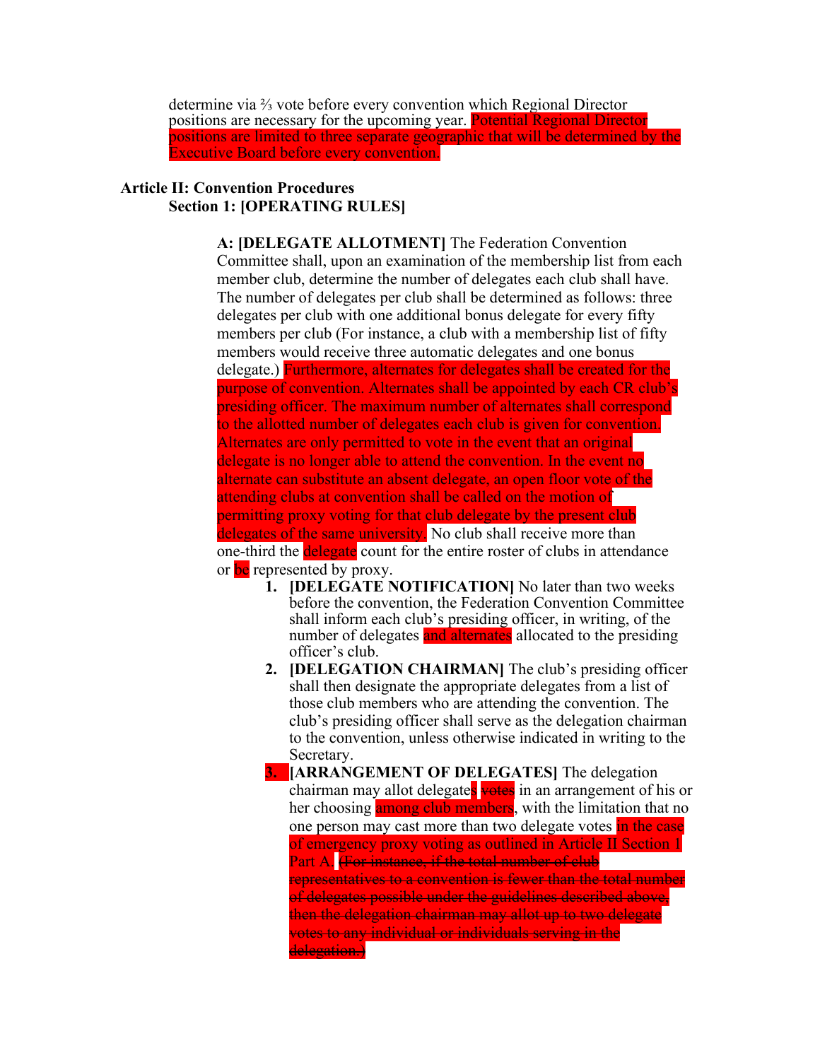determine via ⅔ vote before every convention which Regional Director positions are necessary for the upcoming year. Potential Regional Director positions are limited to three separate geographic that will be determined by the Executive Board before every convention.

## Article II: Convention Procedures

### Section 1: [OPERATING RULES]

**A: [DELEGATE ALLOTMENT]** The Federation Convention Committee shall, upon an examination of the membership list from each member club, determine the number of delegates each club shall have. The number of delegates per club shall be determined as follows: three delegates per club with one additional bonus delegate for every fifty members per club (For instance, a club with a membership list of fifty members would receive three automatic delegates and one bonus delegate.) Furthermore, alternates for delegates shall be created for the purpose of convention. Alternates shall be appointed by each CR club's presiding officer. The maximum number of alternates shall correspond to the allotted number of delegates each club is given for convention. Alternates are only permitted to vote in the event that an original delegate is no longer able to attend the convention. In the event no alternate can substitute an absent delegate, an open floor vote of the attending clubs at convention shall be called on the motion of permitting proxy voting for that club delegate by the present club delegates of the same university. No club shall receive more than one-third the delegate count for the entire roster of clubs in attendance or be represented by proxy.

1. **[DELEGATE NOTIFICATION]** No later than two weeks before the convention, the Federation Convention Committee shall inform each club's presiding officer, in writing, of the number of delegates and alternates allocated to the presiding officer's club.
2. **[DELEGATION CHAIRMAN]** The club's presiding officer shall then designate the appropriate delegates from a list of those club members who are attending the convention. The club's presiding officer shall serve as the delegation chairman to the convention, unless otherwise indicated in writing to the Secretary.
3. **[ARRANGEMENT OF DELEGATES]** The delegation chairman may allot delegates ~~votes~~ in an arrangement of his or her choosing among club members, with the limitation that no one person may cast more than two delegate votes in the case of emergency proxy voting as outlined in Article II Section 1 Part A. ~~(For instance, if the total number of club representatives to a convention is fewer than the total number of delegates possible under the guidelines described above, then the delegation chairman may allot up to two delegate votes to any individual or individuals serving in the delegation.)~~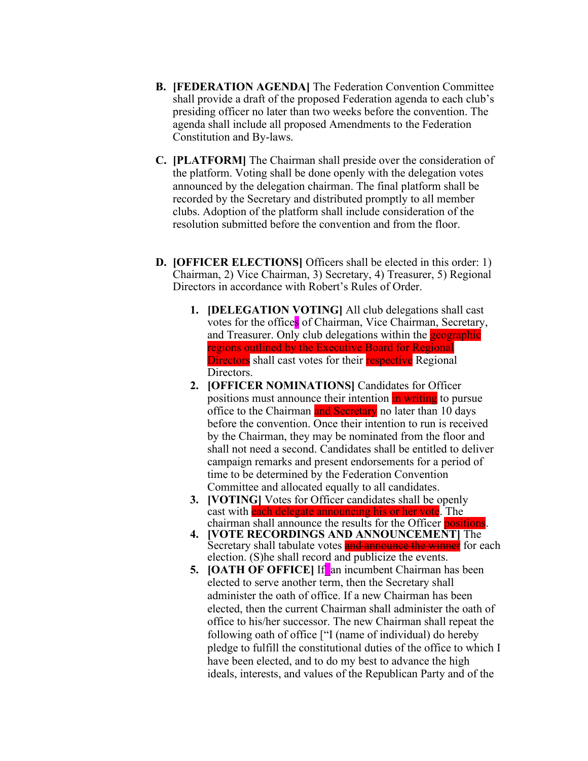**B. [FEDERATION AGENDA]** The Federation Convention Committee shall provide a draft of the proposed Federation agenda to each club's presiding officer no later than two weeks before the convention. The agenda shall include all proposed Amendments to the Federation Constitution and By-laws.

**C. [PLATFORM]** The Chairman shall preside over the consideration of the platform. Voting shall be done openly with the delegation votes announced by the delegation chairman. The final platform shall be recorded by the Secretary and distributed promptly to all member clubs. Adoption of the platform shall include consideration of the resolution submitted before the convention and from the floor.

**D. [OFFICER ELECTIONS]** Officers shall be elected in this order: 1) Chairman, 2) Vice Chairman, 3) Secretary, 4) Treasurer, 5) Regional Directors in accordance with Robert's Rules of Order.

1. **[DELEGATION VOTING]** All club delegations shall cast votes for the offices of Chairman, Vice Chairman, Secretary, and Treasurer. Only club delegations within the geographic regions outlined by the Executive Board for Regional Directors shall cast votes for their respective Regional Directors.
2. **[OFFICER NOMINATIONS]** Candidates for Officer positions must announce their intention in writing to pursue office to the Chairman and Secretary no later than 10 days before the convention. Once their intention to run is received by the Chairman, they may be nominated from the floor and shall not need a second. Candidates shall be entitled to deliver campaign remarks and present endorsements for a period of time to be determined by the Federation Convention Committee and allocated equally to all candidates.
3. **[VOTING]** Votes for Officer candidates shall be openly cast with each delegate announcing his or her vote. The chairman shall announce the results for the Officer positions.
4. **[VOTE RECORDINGS AND ANNOUNCEMENT]** The Secretary shall tabulate votes ~~and announce the winner~~ for each election. (S)he shall record and publicize the events.
5. **[OATH OF OFFICE]** If an incumbent Chairman has been elected to serve another term, then the Secretary shall administer the oath of office. If a new Chairman has been elected, then the current Chairman shall administer the oath of office to his/her successor. The new Chairman shall repeat the following oath of office ["I (name of individual) do hereby pledge to fulfill the constitutional duties of the office to which I have been elected, and to do my best to advance the high ideals, interests, and values of the Republican Party and of the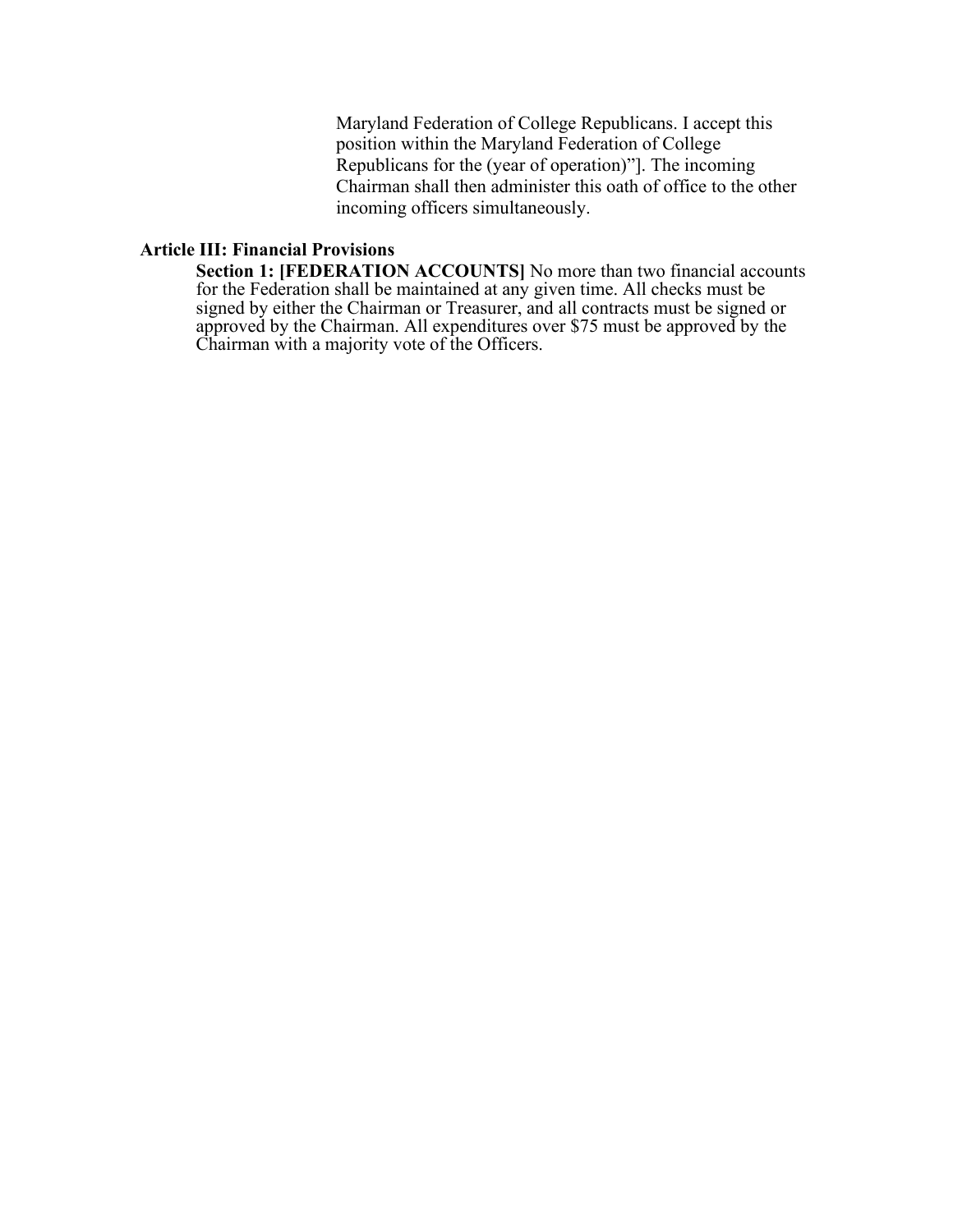Maryland Federation of College Republicans. I accept this position within the Maryland Federation of College Republicans for the (year of operation)"]. The incoming Chairman shall then administer this oath of office to the other incoming officers simultaneously.

## Article III: Financial Provisions

**Section 1: [FEDERATION ACCOUNTS]** No more than two financial accounts for the Federation shall be maintained at any given time. All checks must be signed by either the Chairman or Treasurer, and all contracts must be signed or approved by the Chairman. All expenditures over $75 must be approved by the Chairman with a majority vote of the Officers.